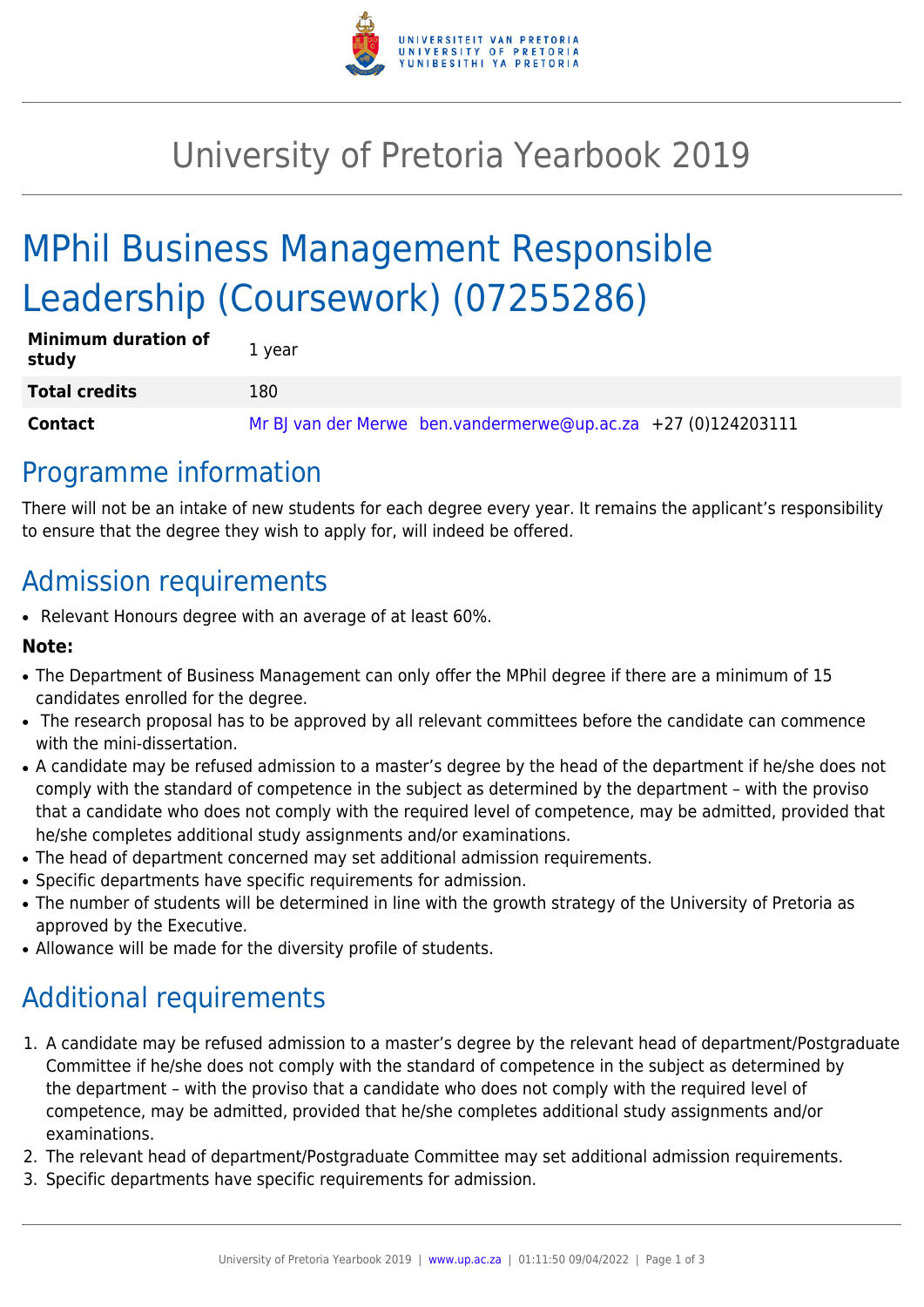# University of Pretoria Yearbook 2019

# MPhil Business Management Responsible Leadership (Coursework) (07255286)

| | |
|---|---|
| **Minimum duration of study** | 1 year |
| **Total credits** | 180 |
| **Contact** | Mr BJ van der Merwe ben.vandermerwe@up.ac.za +27 (0)124203111 |

## Programme information

There will not be an intake of new students for each degree every year. It remains the applicant's responsibility to ensure that the degree they wish to apply for, will indeed be offered.

## Admission requirements

- Relevant Honours degree with an average of at least 60%.

**Note:**

- The Department of Business Management can only offer the MPhil degree if there are a minimum of 15 candidates enrolled for the degree.
- The research proposal has to be approved by all relevant committees before the candidate can commence with the mini-dissertation.
- A candidate may be refused admission to a master's degree by the head of the department if he/she does not comply with the standard of competence in the subject as determined by the department – with the proviso that a candidate who does not comply with the required level of competence, may be admitted, provided that he/she completes additional study assignments and/or examinations.
- The head of department concerned may set additional admission requirements.
- Specific departments have specific requirements for admission.
- The number of students will be determined in line with the growth strategy of the University of Pretoria as approved by the Executive.
- Allowance will be made for the diversity profile of students.

## Additional requirements

1. A candidate may be refused admission to a master's degree by the relevant head of department/Postgraduate Committee if he/she does not comply with the standard of competence in the subject as determined by the department – with the proviso that a candidate who does not comply with the required level of competence, may be admitted, provided that he/she completes additional study assignments and/or examinations.
2. The relevant head of department/Postgraduate Committee may set additional admission requirements.
3. Specific departments have specific requirements for admission.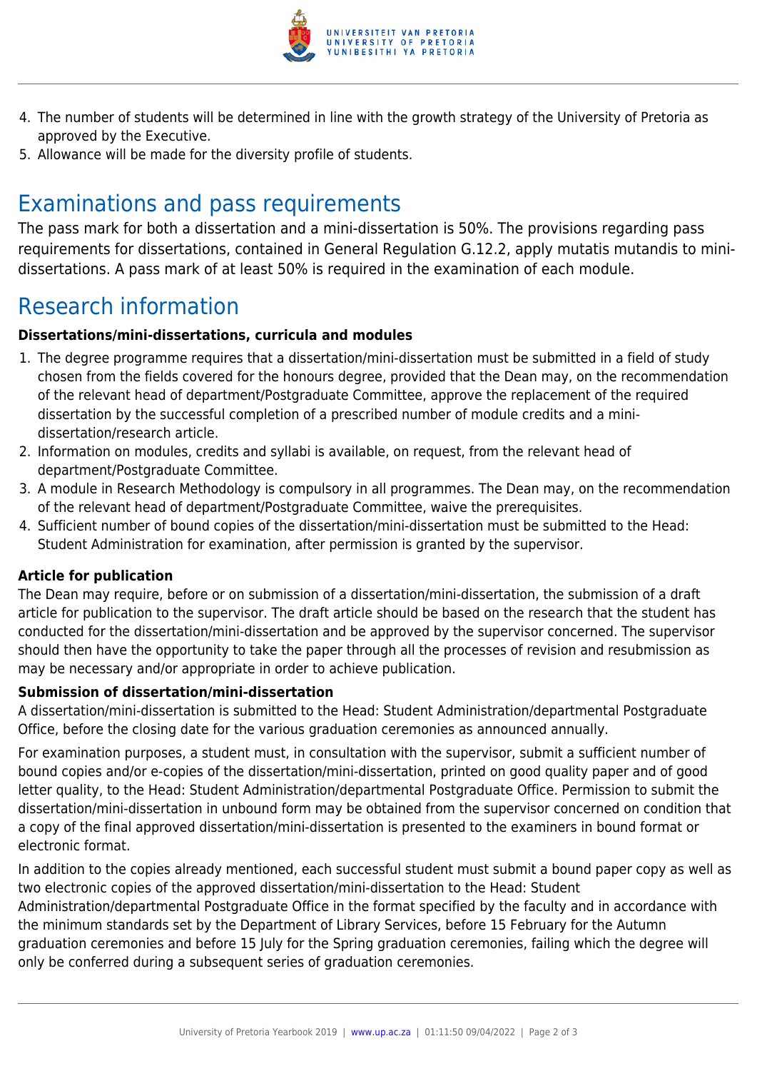4. The number of students will be determined in line with the growth strategy of the University of Pretoria as approved by the Executive.
5. Allowance will be made for the diversity profile of students.

## Examinations and pass requirements

The pass mark for both a dissertation and a mini-dissertation is 50%. The provisions regarding pass requirements for dissertations, contained in General Regulation G.12.2, apply mutatis mutandis to mini-dissertations. A pass mark of at least 50% is required in the examination of each module.

## Research information

**Dissertations/mini-dissertations, curricula and modules**

1. The degree programme requires that a dissertation/mini-dissertation must be submitted in a field of study chosen from the fields covered for the honours degree, provided that the Dean may, on the recommendation of the relevant head of department/Postgraduate Committee, approve the replacement of the required dissertation by the successful completion of a prescribed number of module credits and a mini-dissertation/research article.
2. Information on modules, credits and syllabi is available, on request, from the relevant head of department/Postgraduate Committee.
3. A module in Research Methodology is compulsory in all programmes. The Dean may, on the recommendation of the relevant head of department/Postgraduate Committee, waive the prerequisites.
4. Sufficient number of bound copies of the dissertation/mini-dissertation must be submitted to the Head: Student Administration for examination, after permission is granted by the supervisor.

**Article for publication**

The Dean may require, before or on submission of a dissertation/mini-dissertation, the submission of a draft article for publication to the supervisor. The draft article should be based on the research that the student has conducted for the dissertation/mini-dissertation and be approved by the supervisor concerned. The supervisor should then have the opportunity to take the paper through all the processes of revision and resubmission as may be necessary and/or appropriate in order to achieve publication.

**Submission of dissertation/mini-dissertation**

A dissertation/mini-dissertation is submitted to the Head: Student Administration/departmental Postgraduate Office, before the closing date for the various graduation ceremonies as announced annually.

For examination purposes, a student must, in consultation with the supervisor, submit a sufficient number of bound copies and/or e-copies of the dissertation/mini-dissertation, printed on good quality paper and of good letter quality, to the Head: Student Administration/departmental Postgraduate Office. Permission to submit the dissertation/mini-dissertation in unbound form may be obtained from the supervisor concerned on condition that a copy of the final approved dissertation/mini-dissertation is presented to the examiners in bound format or electronic format.

In addition to the copies already mentioned, each successful student must submit a bound paper copy as well as two electronic copies of the approved dissertation/mini-dissertation to the Head: Student Administration/departmental Postgraduate Office in the format specified by the faculty and in accordance with the minimum standards set by the Department of Library Services, before 15 February for the Autumn graduation ceremonies and before 15 July for the Spring graduation ceremonies, failing which the degree will only be conferred during a subsequent series of graduation ceremonies.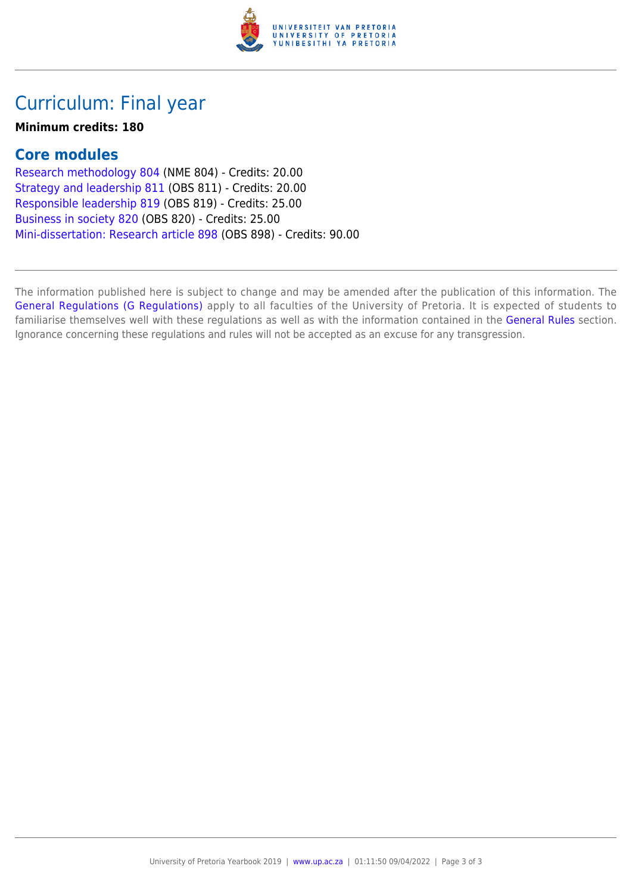# Curriculum: Final year

**Minimum credits: 180**

## Core modules

Research methodology 804 (NME 804) - Credits: 20.00
Strategy and leadership 811 (OBS 811) - Credits: 20.00
Responsible leadership 819 (OBS 819) - Credits: 25.00
Business in society 820 (OBS 820) - Credits: 25.00
Mini-dissertation: Research article 898 (OBS 898) - Credits: 90.00

The information published here is subject to change and may be amended after the publication of this information. The General Regulations (G Regulations) apply to all faculties of the University of Pretoria. It is expected of students to familiarise themselves well with these regulations as well as with the information contained in the General Rules section. Ignorance concerning these regulations and rules will not be accepted as an excuse for any transgression.